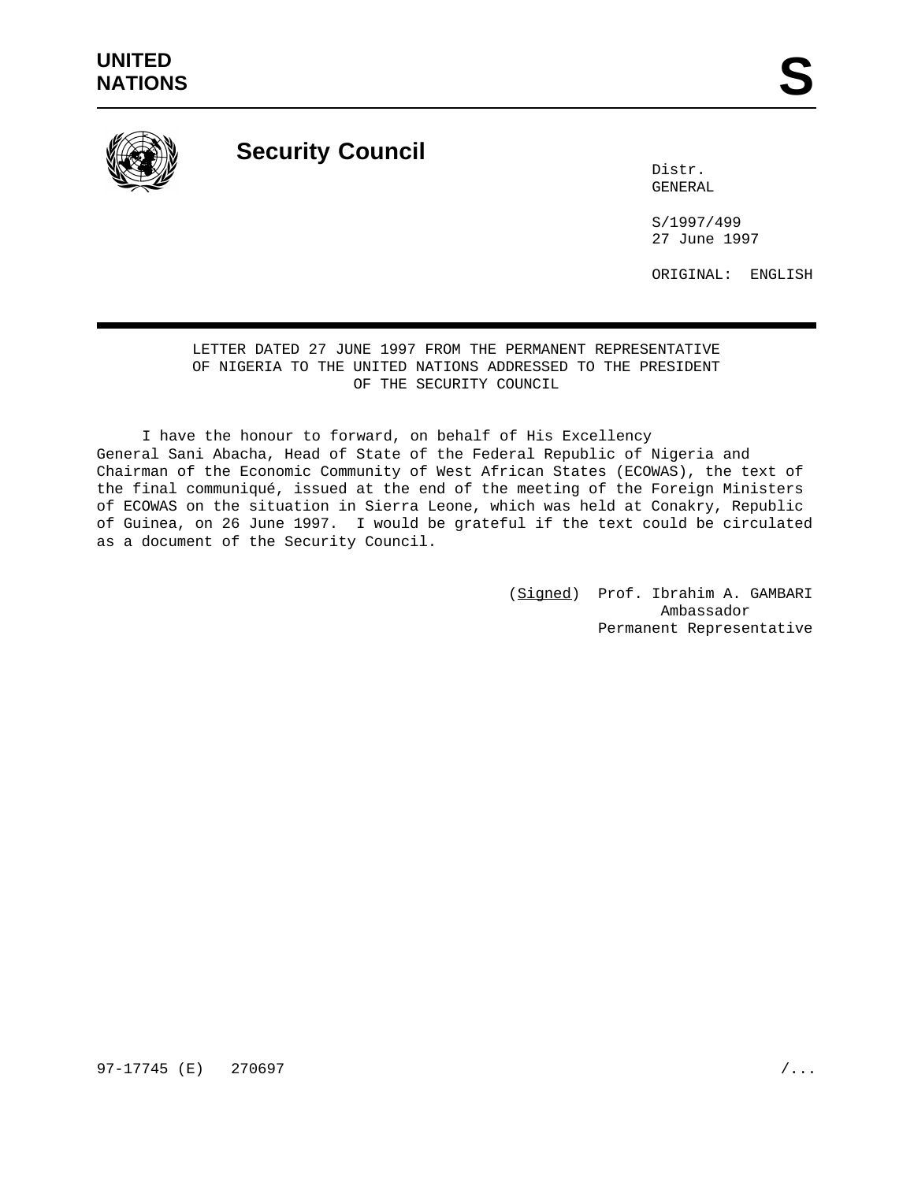**UNITED NATIONS**

# S

## Security Council

Distr.
GENERAL

S/1997/499
27 June 1997

ORIGINAL: ENGLISH

LETTER DATED 27 JUNE 1997 FROM THE PERMANENT REPRESENTATIVE OF NIGERIA TO THE UNITED NATIONS ADDRESSED TO THE PRESIDENT OF THE SECURITY COUNCIL

I have the honour to forward, on behalf of His Excellency General Sani Abacha, Head of State of the Federal Republic of Nigeria and Chairman of the Economic Community of West African States (ECOWAS), the text of the final communiqué, issued at the end of the meeting of the Foreign Ministers of ECOWAS on the situation in Sierra Leone, which was held at Conakry, Republic of Guinea, on 26 June 1997. I would be grateful if the text could be circulated as a document of the Security Council.

(*Signed*) Prof. Ibrahim A. GAMBARI
Ambassador
Permanent Representative

97-17745 (E) 270697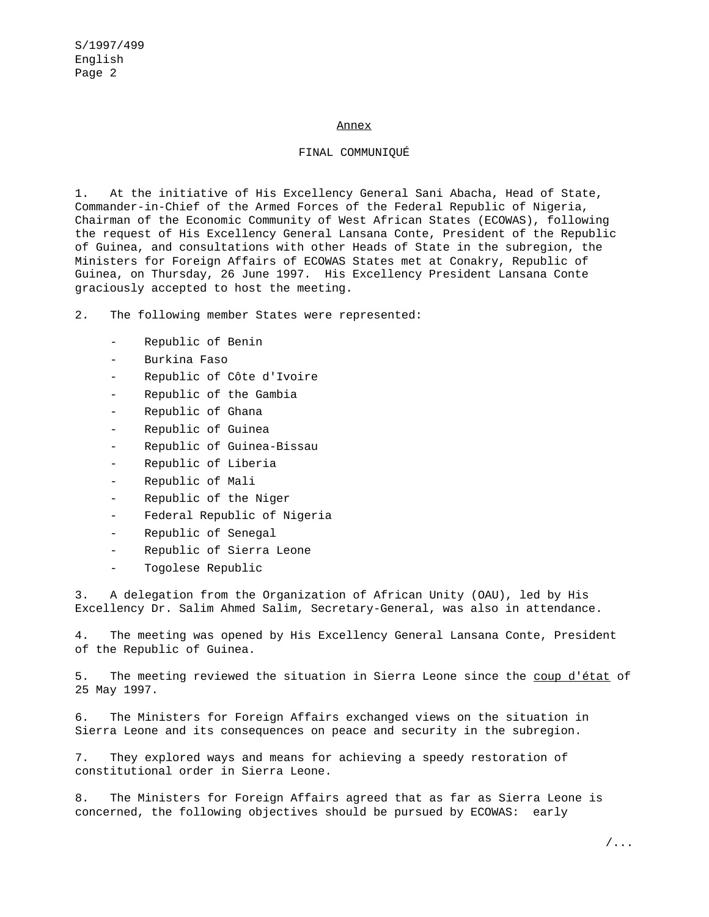Annex

FINAL COMMUNIQUÉ

1. At the initiative of His Excellency General Sani Abacha, Head of State, Commander-in-Chief of the Armed Forces of the Federal Republic of Nigeria, Chairman of the Economic Community of West African States (ECOWAS), following the request of His Excellency General Lansana Conte, President of the Republic of Guinea, and consultations with other Heads of State in the subregion, the Ministers for Foreign Affairs of ECOWAS States met at Conakry, Republic of Guinea, on Thursday, 26 June 1997. His Excellency President Lansana Conte graciously accepted to host the meeting.

2. The following member States were represented:

- Republic of Benin
- Burkina Faso
- Republic of Côte d'Ivoire
- Republic of the Gambia
- Republic of Ghana
- Republic of Guinea
- Republic of Guinea-Bissau
- Republic of Liberia
- Republic of Mali
- Republic of the Niger
- Federal Republic of Nigeria
- Republic of Senegal
- Republic of Sierra Leone
- Togolese Republic

3. A delegation from the Organization of African Unity (OAU), led by His Excellency Dr. Salim Ahmed Salim, Secretary-General, was also in attendance.

4. The meeting was opened by His Excellency General Lansana Conte, President of the Republic of Guinea.

5. The meeting reviewed the situation in Sierra Leone since the coup d'état of 25 May 1997.

6. The Ministers for Foreign Affairs exchanged views on the situation in Sierra Leone and its consequences on peace and security in the subregion.

7. They explored ways and means for achieving a speedy restoration of constitutional order in Sierra Leone.

8. The Ministers for Foreign Affairs agreed that as far as Sierra Leone is concerned, the following objectives should be pursued by ECOWAS: early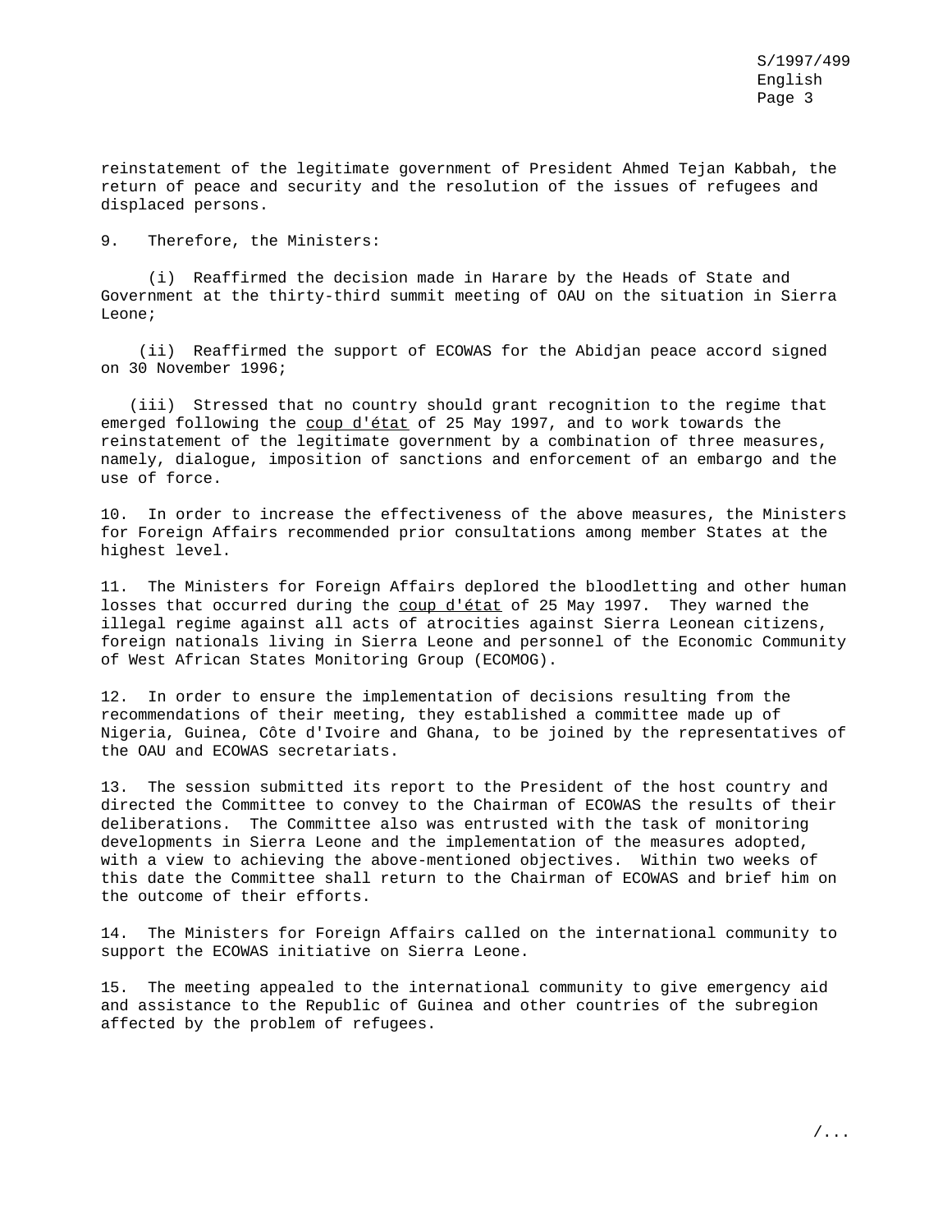reinstatement of the legitimate government of President Ahmed Tejan Kabbah, the return of peace and security and the resolution of the issues of refugees and displaced persons.

9. Therefore, the Ministers:

(i) Reaffirmed the decision made in Harare by the Heads of State and Government at the thirty-third summit meeting of OAU on the situation in Sierra Leone;

(ii) Reaffirmed the support of ECOWAS for the Abidjan peace accord signed on 30 November 1996;

(iii) Stressed that no country should grant recognition to the regime that emerged following the coup d'état of 25 May 1997, and to work towards the reinstatement of the legitimate government by a combination of three measures, namely, dialogue, imposition of sanctions and enforcement of an embargo and the use of force.

10. In order to increase the effectiveness of the above measures, the Ministers for Foreign Affairs recommended prior consultations among member States at the highest level.

11. The Ministers for Foreign Affairs deplored the bloodletting and other human losses that occurred during the coup d'état of 25 May 1997. They warned the illegal regime against all acts of atrocities against Sierra Leonean citizens, foreign nationals living in Sierra Leone and personnel of the Economic Community of West African States Monitoring Group (ECOMOG).

12. In order to ensure the implementation of decisions resulting from the recommendations of their meeting, they established a committee made up of Nigeria, Guinea, Côte d'Ivoire and Ghana, to be joined by the representatives of the OAU and ECOWAS secretariats.

13. The session submitted its report to the President of the host country and directed the Committee to convey to the Chairman of ECOWAS the results of their deliberations. The Committee also was entrusted with the task of monitoring developments in Sierra Leone and the implementation of the measures adopted, with a view to achieving the above-mentioned objectives. Within two weeks of this date the Committee shall return to the Chairman of ECOWAS and brief him on the outcome of their efforts.

14. The Ministers for Foreign Affairs called on the international community to support the ECOWAS initiative on Sierra Leone.

15. The meeting appealed to the international community to give emergency aid and assistance to the Republic of Guinea and other countries of the subregion affected by the problem of refugees.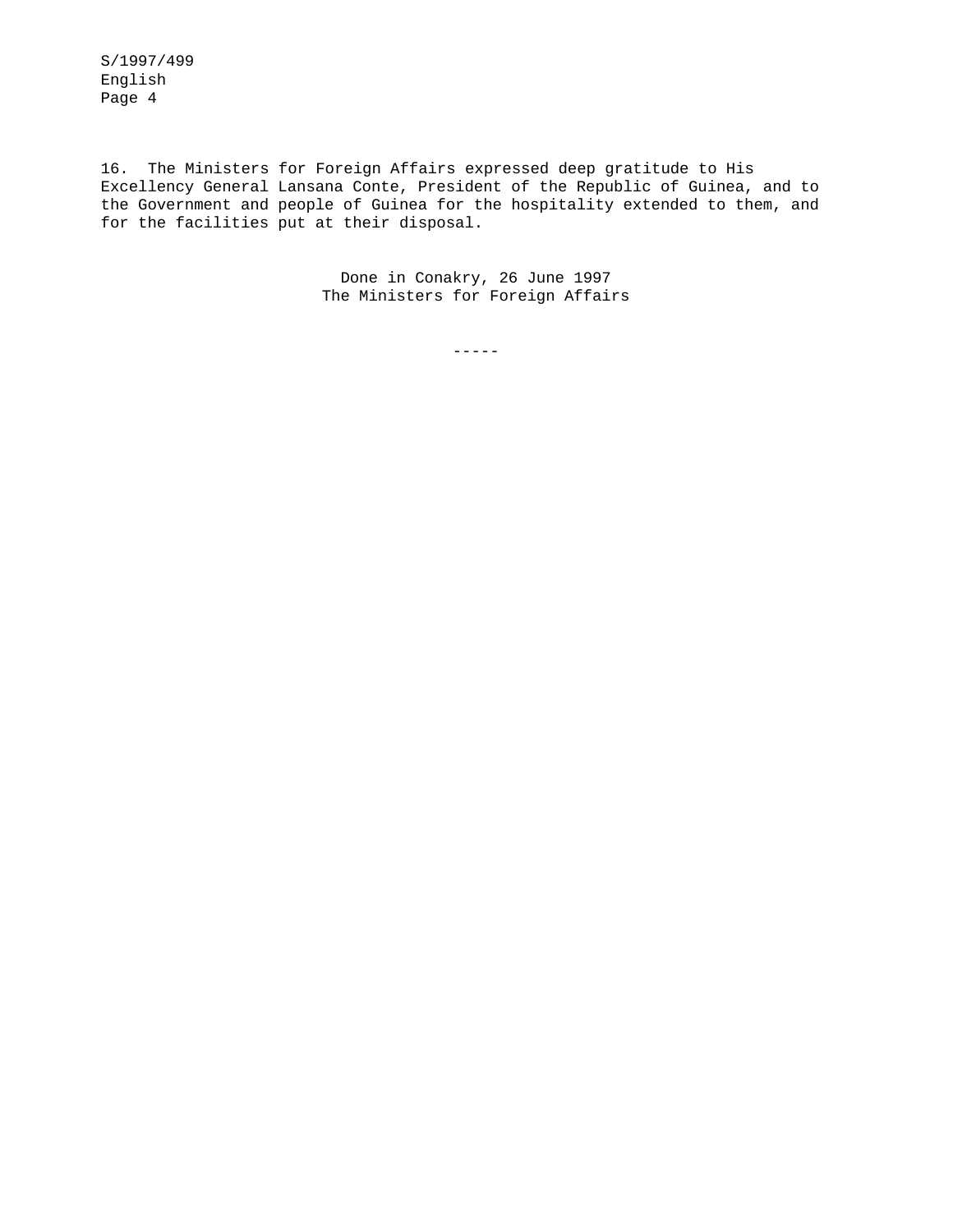16. The Ministers for Foreign Affairs expressed deep gratitude to His Excellency General Lansana Conte, President of the Republic of Guinea, and to the Government and people of Guinea for the hospitality extended to them, and for the facilities put at their disposal.

Done in Conakry, 26 June 1997
The Ministers for Foreign Affairs

-----